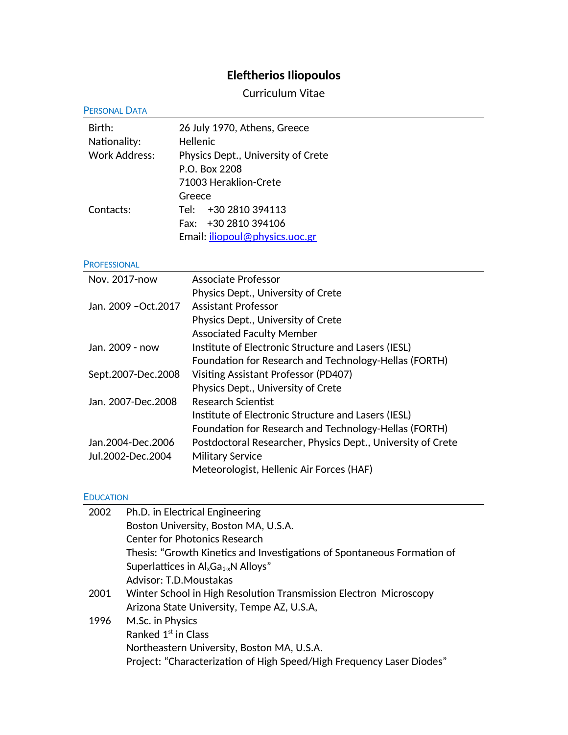# Eleftherios Iliopoulos

Curriculum Vitae

## Personal Data

| | |
|---|---|
| Birth: | 26 July 1970, Athens, Greece |
| Nationality: | Hellenic |
| Work Address: | Physics Dept., University of Crete<br>P.O. Box 2208<br>71003 Heraklion-Crete<br>Greece |
| Contacts: | Tel: +30 2810 394113<br>Fax: +30 2810 394106<br>Email: iliopoul@physics.uoc.gr |

## Professional

| | |
|---|---|
| Nov. 2017-now | Associate Professor<br>Physics Dept., University of Crete |
| Jan. 2009 –Oct.2017 | Assistant Professor<br>Physics Dept., University of Crete |
| Jan. 2009 - now | Associated Faculty Member<br>Institute of Electronic Structure and Lasers (IESL)<br>Foundation for Research and Technology-Hellas (FORTH) |
| Sept.2007-Dec.2008 | Visiting Assistant Professor (PD407)<br>Physics Dept., University of Crete |
| Jan. 2007-Dec.2008 | Research Scientist<br>Institute of Electronic Structure and Lasers (IESL)<br>Foundation for Research and Technology-Hellas (FORTH) |
| Jan.2004-Dec.2006 | Postdoctoral Researcher, Physics Dept., University of Crete |
| Jul.2002-Dec.2004 | Military Service<br>Meteorologist, Hellenic Air Forces (HAF) |

## Education

| | |
|---|---|
| 2002 | Ph.D. in Electrical Engineering<br>Boston University, Boston MA, U.S.A.<br>Center for Photonics Research<br>Thesis: "Growth Kinetics and Investigations of Spontaneous Formation of Superlattices in $Al_xGa_{1-x}N$ Alloys"<br>Advisor: T.D.Moustakas |
| 2001 | Winter School in High Resolution Transmission Electron Microscopy<br>Arizona State University, Tempe AZ, U.S.A, |
| 1996 | M.Sc. in Physics<br>Ranked 1st in Class<br>Northeastern University, Boston MA, U.S.A.<br>Project: "Characterization of High Speed/High Frequency Laser Diodes" |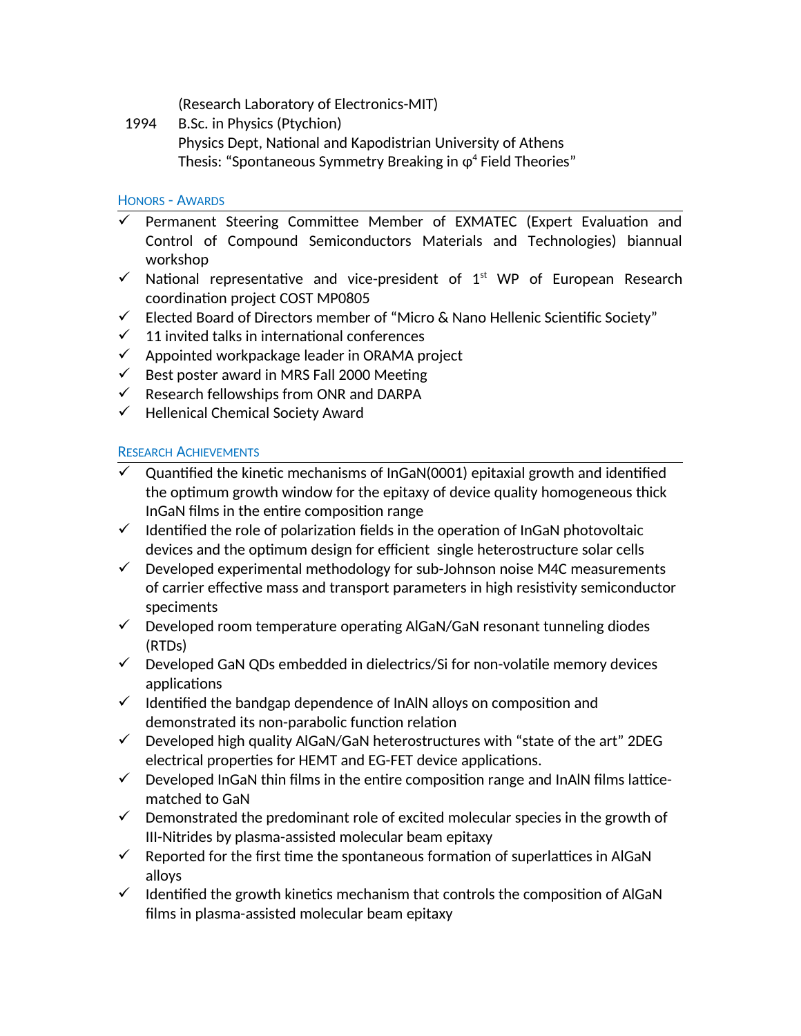(Research Laboratory of Electronics-MIT)

1994 B.Sc. in Physics (Ptychion)
Physics Dept, National and Kapodistrian University of Athens
Thesis: “Spontaneous Symmetry Breaking in $\varphi^4$ Field Theories”

## Honors - Awards

- ✓ Permanent Steering Committee Member of EXMATEC (Expert Evaluation and Control of Compound Semiconductors Materials and Technologies) biannual workshop
- ✓ National representative and vice-president of 1st WP of European Research coordination project COST MP0805
- ✓ Elected Board of Directors member of “Micro & Nano Hellenic Scientific Society”
- ✓ 11 invited talks in international conferences
- ✓ Appointed workpackage leader in ORAMA project
- ✓ Best poster award in MRS Fall 2000 Meeting
- ✓ Research fellowships from ONR and DARPA
- ✓ Hellenical Chemical Society Award

## Research Achievements

- ✓ Quantified the kinetic mechanisms of InGaN(0001) epitaxial growth and identified the optimum growth window for the epitaxy of device quality homogeneous thick InGaN films in the entire composition range
- ✓ Identified the role of polarization fields in the operation of InGaN photovoltaic devices and the optimum design for efficient single heterostructure solar cells
- ✓ Developed experimental methodology for sub-Johnson noise M4C measurements of carrier effective mass and transport parameters in high resistivity semiconductor speciments
- ✓ Developed room temperature operating AlGaN/GaN resonant tunneling diodes (RTDs)
- ✓ Developed GaN QDs embedded in dielectrics/Si for non-volatile memory devices applications
- ✓ Identified the bandgap dependence of InAlN alloys on composition and demonstrated its non-parabolic function relation
- ✓ Developed high quality AlGaN/GaN heterostructures with “state of the art” 2DEG electrical properties for HEMT and EG-FET device applications.
- ✓ Developed InGaN thin films in the entire composition range and InAlN films lattice-matched to GaN
- ✓ Demonstrated the predominant role of excited molecular species in the growth of III-Nitrides by plasma-assisted molecular beam epitaxy
- ✓ Reported for the first time the spontaneous formation of superlattices in AlGaN alloys
- ✓ Identified the growth kinetics mechanism that controls the composition of AlGaN films in plasma-assisted molecular beam epitaxy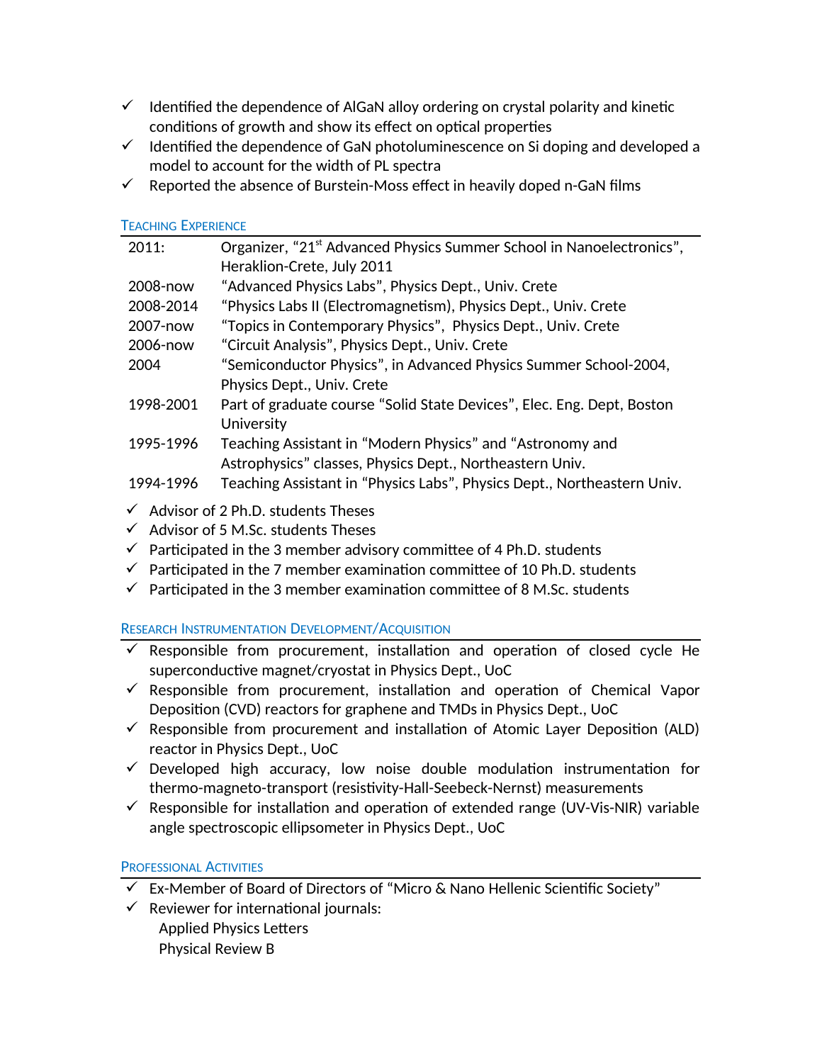- ✓ Identified the dependence of AlGaN alloy ordering on crystal polarity and kinetic conditions of growth and show its effect on optical properties
- ✓ Identified the dependence of GaN photoluminescence on Si doping and developed a model to account for the width of PL spectra
- ✓ Reported the absence of Burstein-Moss effect in heavily doped n-GaN films

## Teaching Experience

| | |
|---|---|
| 2011: | Organizer, "21st Advanced Physics Summer School in Nanoelectronics", Heraklion-Crete, July 2011 |
| 2008-now | "Advanced Physics Labs", Physics Dept., Univ. Crete |
| 2008-2014 | "Physics Labs II (Electromagnetism), Physics Dept., Univ. Crete |
| 2007-now | "Topics in Contemporary Physics", Physics Dept., Univ. Crete |
| 2006-now | "Circuit Analysis", Physics Dept., Univ. Crete |
| 2004 | "Semiconductor Physics", in Advanced Physics Summer School-2004, Physics Dept., Univ. Crete |
| 1998-2001 | Part of graduate course "Solid State Devices", Elec. Eng. Dept, Boston University |
| 1995-1996 | Teaching Assistant in "Modern Physics" and "Astronomy and Astrophysics" classes, Physics Dept., Northeastern Univ. |
| 1994-1996 | Teaching Assistant in "Physics Labs", Physics Dept., Northeastern Univ. |

- ✓ Advisor of 2 Ph.D. students Theses
- ✓ Advisor of 5 M.Sc. students Theses
- ✓ Participated in the 3 member advisory committee of 4 Ph.D. students
- ✓ Participated in the 7 member examination committee of 10 Ph.D. students
- ✓ Participated in the 3 member examination committee of 8 M.Sc. students

## Research Instrumentation Development/Acquisition

- ✓ Responsible from procurement, installation and operation of closed cycle He superconductive magnet/cryostat in Physics Dept., UoC
- ✓ Responsible from procurement, installation and operation of Chemical Vapor Deposition (CVD) reactors for graphene and TMDs in Physics Dept., UoC
- ✓ Responsible from procurement and installation of Atomic Layer Deposition (ALD) reactor in Physics Dept., UoC
- ✓ Developed high accuracy, low noise double modulation instrumentation for thermo-magneto-transport (resistivity-Hall-Seebeck-Nernst) measurements
- ✓ Responsible for installation and operation of extended range (UV-Vis-NIR) variable angle spectroscopic ellipsometer in Physics Dept., UoC

## Professional Activities

- ✓ Ex-Member of Board of Directors of "Micro & Nano Hellenic Scientific Society"
- ✓ Reviewer for international journals:
  - Applied Physics Letters
  - Physical Review B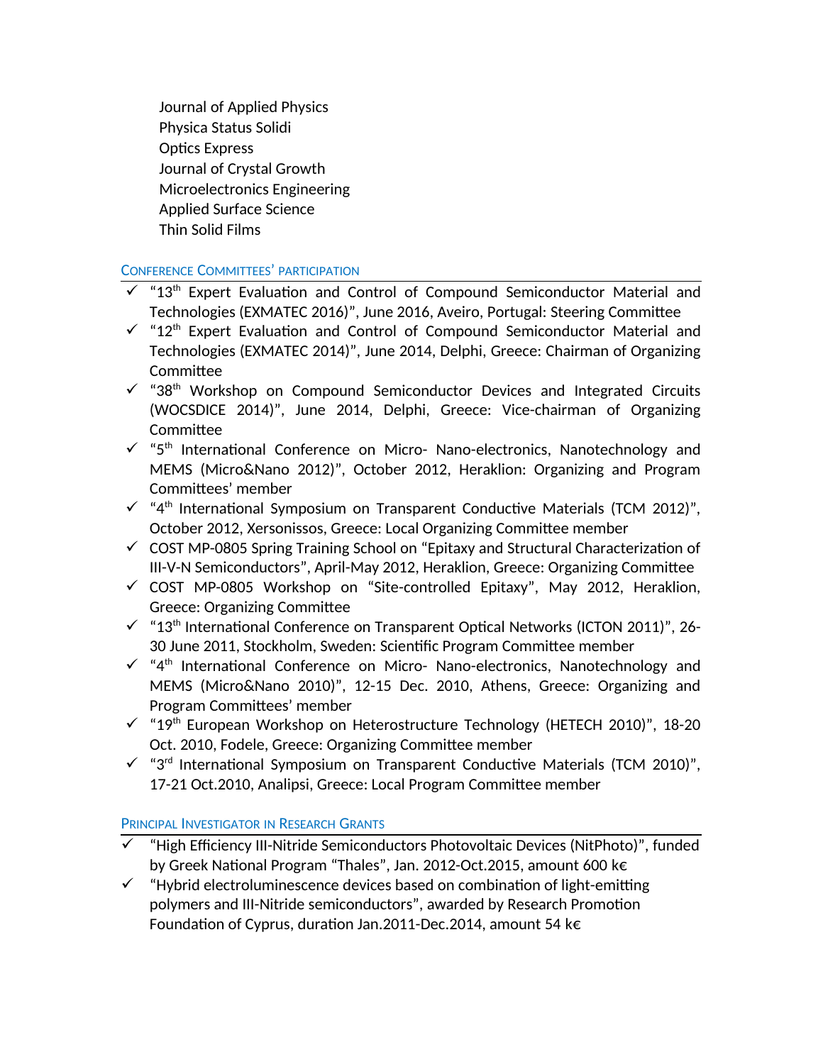Journal of Applied Physics
Physica Status Solidi
Optics Express
Journal of Crystal Growth
Microelectronics Engineering
Applied Surface Science
Thin Solid Films

## CONFERENCE COMMITTEES' PARTICIPATION

- ✓ "13th Expert Evaluation and Control of Compound Semiconductor Material and Technologies (EXMATEC 2016)", June 2016, Aveiro, Portugal: Steering Committee
- ✓ "12th Expert Evaluation and Control of Compound Semiconductor Material and Technologies (EXMATEC 2014)", June 2014, Delphi, Greece: Chairman of Organizing Committee
- ✓ "38th Workshop on Compound Semiconductor Devices and Integrated Circuits (WOCSDICE 2014)", June 2014, Delphi, Greece: Vice-chairman of Organizing Committee
- ✓ "5th International Conference on Micro- Nano-electronics, Nanotechnology and MEMS (Micro&Nano 2012)", October 2012, Heraklion: Organizing and Program Committees' member
- ✓ "4th International Symposium on Transparent Conductive Materials (TCM 2012)", October 2012, Xersonissos, Greece: Local Organizing Committee member
- ✓ COST MP-0805 Spring Training School on "Epitaxy and Structural Characterization of III-V-N Semiconductors", April-May 2012, Heraklion, Greece: Organizing Committee
- ✓ COST MP-0805 Workshop on "Site-controlled Epitaxy", May 2012, Heraklion, Greece: Organizing Committee
- ✓ "13th International Conference on Transparent Optical Networks (ICTON 2011)", 26-30 June 2011, Stockholm, Sweden: Scientific Program Committee member
- ✓ "4th International Conference on Micro- Nano-electronics, Nanotechnology and MEMS (Micro&Nano 2010)", 12-15 Dec. 2010, Athens, Greece: Organizing and Program Committees' member
- ✓ "19th European Workshop on Heterostructure Technology (HETECH 2010)", 18-20 Oct. 2010, Fodele, Greece: Organizing Committee member
- ✓ "3rd International Symposium on Transparent Conductive Materials (TCM 2010)", 17-21 Oct.2010, Analipsi, Greece: Local Program Committee member

## PRINCIPAL INVESTIGATOR IN RESEARCH GRANTS

- ✓ "High Efficiency III-Nitride Semiconductors Photovoltaic Devices (NitPhoto)", funded by Greek National Program "Thales", Jan. 2012-Oct.2015, amount 600 k€
- ✓ "Hybrid electroluminescence devices based on combination of light-emitting polymers and III-Nitride semiconductors", awarded by Research Promotion Foundation of Cyprus, duration Jan.2011-Dec.2014, amount 54 k€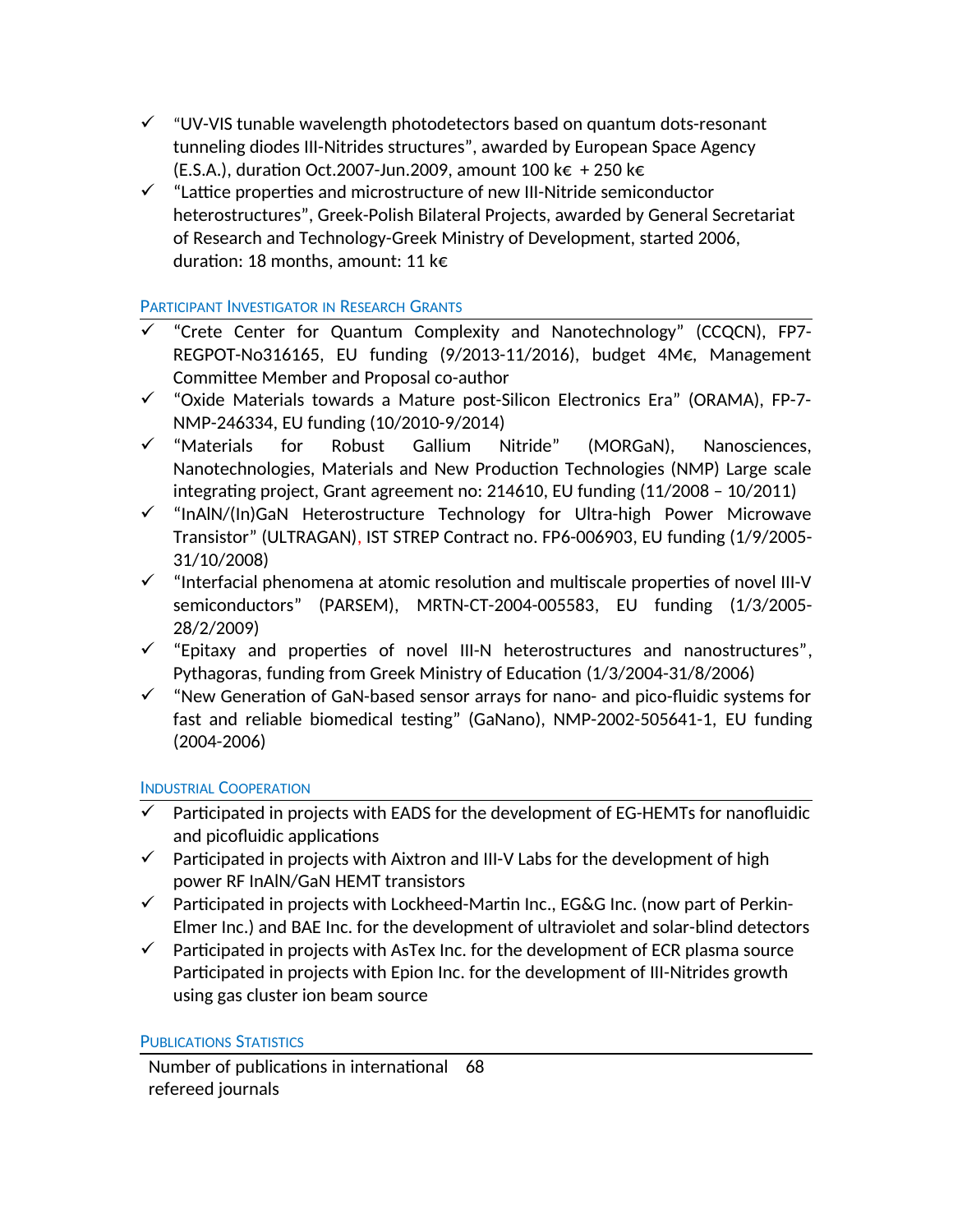- ✓ "UV-VIS tunable wavelength photodetectors based on quantum dots-resonant tunneling diodes III-Nitrides structures", awarded by European Space Agency (E.S.A.), duration Oct.2007-Jun.2009, amount 100 k€ + 250 k€
- ✓ "Lattice properties and microstructure of new III-Nitride semiconductor heterostructures", Greek-Polish Bilateral Projects, awarded by General Secretariat of Research and Technology-Greek Ministry of Development, started 2006, duration: 18 months, amount: 11 k€

### Participant Investigator in Research Grants

- ✓ "Crete Center for Quantum Complexity and Nanotechnology" (CCQCN), FP7-REGPOT-No316165, EU funding (9/2013-11/2016), budget 4M€, Management Committee Member and Proposal co-author
- ✓ "Oxide Materials towards a Mature post-Silicon Electronics Era" (ORAMA), FP-7-NMP-246334, EU funding (10/2010-9/2014)
- ✓ "Materials for Robust Gallium Nitride" (MORGaN), Nanosciences, Nanotechnologies, Materials and New Production Technologies (NMP) Large scale integrating project, Grant agreement no: 214610, EU funding (11/2008 – 10/2011)
- ✓ "InAlN/(In)GaN Heterostructure Technology for Ultra-high Power Microwave Transistor" (ULTRAGAN), IST STREP Contract no. FP6-006903, EU funding (1/9/2005-31/10/2008)
- ✓ "Interfacial phenomena at atomic resolution and multiscale properties of novel III-V semiconductors" (PARSEM), MRTN-CT-2004-005583, EU funding (1/3/2005-28/2/2009)
- ✓ "Epitaxy and properties of novel III-N heterostructures and nanostructures", Pythagoras, funding from Greek Ministry of Education (1/3/2004-31/8/2006)
- ✓ "New Generation of GaN-based sensor arrays for nano- and pico-fluidic systems for fast and reliable biomedical testing" (GaNano), NMP-2002-505641-1, EU funding (2004-2006)

### Industrial Cooperation

- ✓ Participated in projects with EADS for the development of EG-HEMTs for nanofluidic and picofluidic applications
- ✓ Participated in projects with Aixtron and III-V Labs for the development of high power RF InAlN/GaN HEMT transistors
- ✓ Participated in projects with Lockheed-Martin Inc., EG&G Inc. (now part of Perkin-Elmer Inc.) and BAE Inc. for the development of ultraviolet and solar-blind detectors
- ✓ Participated in projects with AsTex Inc. for the development of ECR plasma source Participated in projects with Epion Inc. for the development of III-Nitrides growth using gas cluster ion beam source

### Publications Statistics

| | |
|---|---|
| Number of publications in international refereed journals | 68 |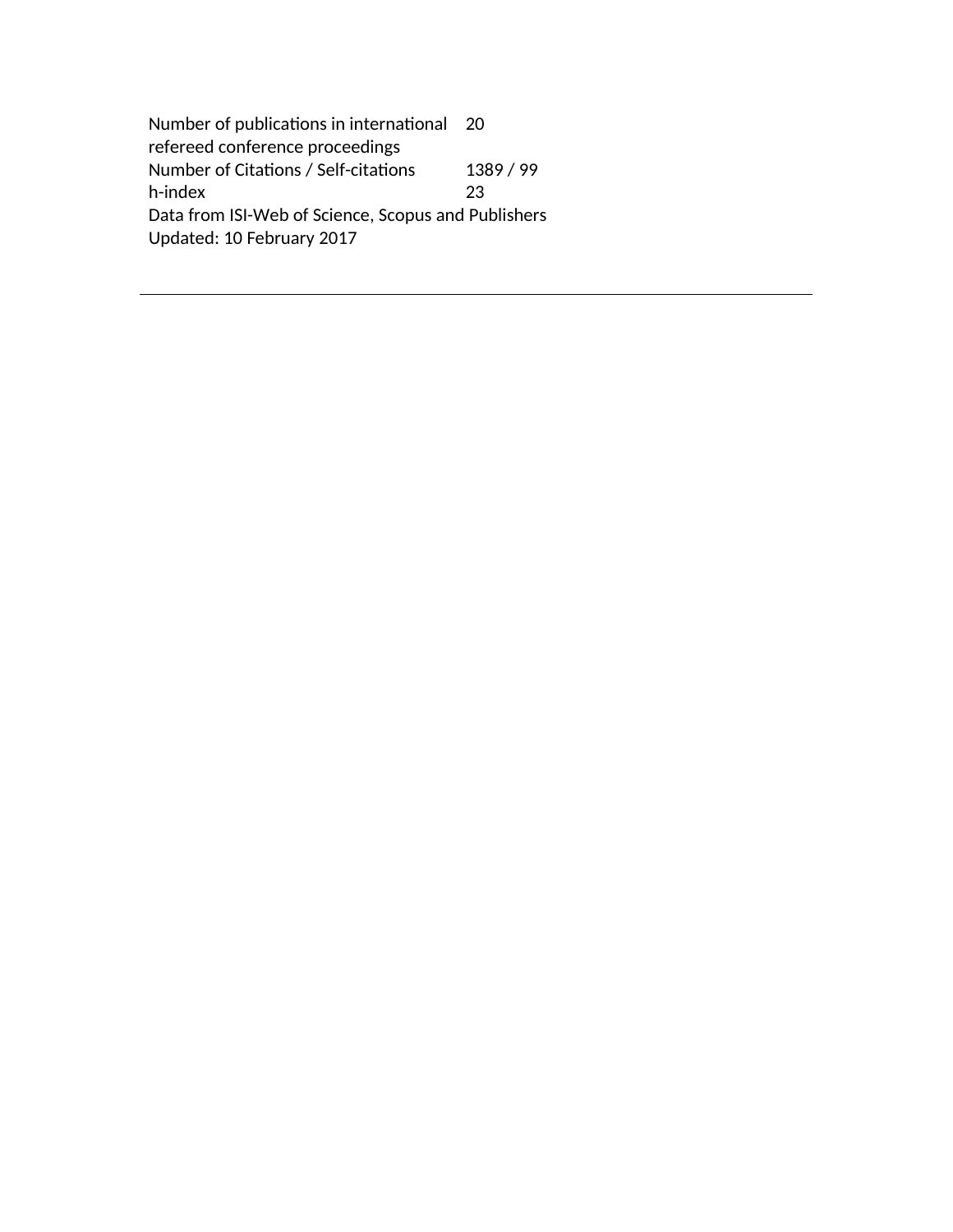| | |
|---|---|
| Number of publications in international refereed conference proceedings | 20 |
| Number of Citations / Self-citations | 1389 / 99 |
| h-index | 23 |

Data from ISI-Web of Science, Scopus and Publishers

Updated: 10 February 2017

---